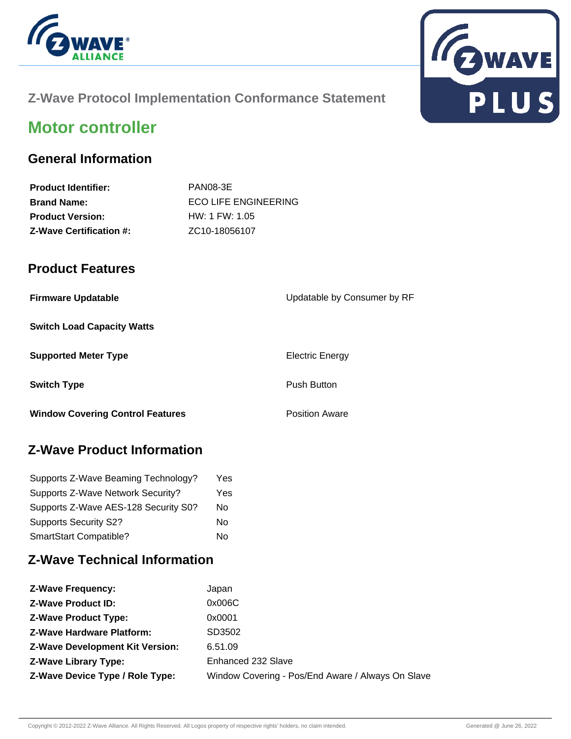Z-Wave Protocol Implementation Conformance Statement

# Motor controller

## General Information

| | |
|---|---|
| **Product Identifier:** | PAN08-3E |
| **Brand Name:** | ECO LIFE ENGINEERING |
| **Product Version:** | HW: 1 FW: 1.05 |
| **Z-Wave Certification #:** | ZC10-18056107 |

## Product Features

| | |
|---|---|
| **Firmware Updatable** | Updatable by Consumer by RF |
| **Switch Load Capacity Watts** | |
| **Supported Meter Type** | Electric Energy |
| **Switch Type** | Push Button |
| **Window Covering Control Features** | Position Aware |

## Z-Wave Product Information

| | |
|---|---|
| Supports Z-Wave Beaming Technology? | Yes |
| Supports Z-Wave Network Security? | Yes |
| Supports Z-Wave AES-128 Security S0? | No |
| Supports Security S2? | No |
| SmartStart Compatible? | No |

## Z-Wave Technical Information

| | |
|---|---|
| **Z-Wave Frequency:** | Japan |
| **Z-Wave Product ID:** | 0x006C |
| **Z-Wave Product Type:** | 0x0001 |
| **Z-Wave Hardware Platform:** | SD3502 |
| **Z-Wave Development Kit Version:** | 6.51.09 |
| **Z-Wave Library Type:** | Enhanced 232 Slave |
| **Z-Wave Device Type / Role Type:** | Window Covering - Pos/End Aware / Always On Slave |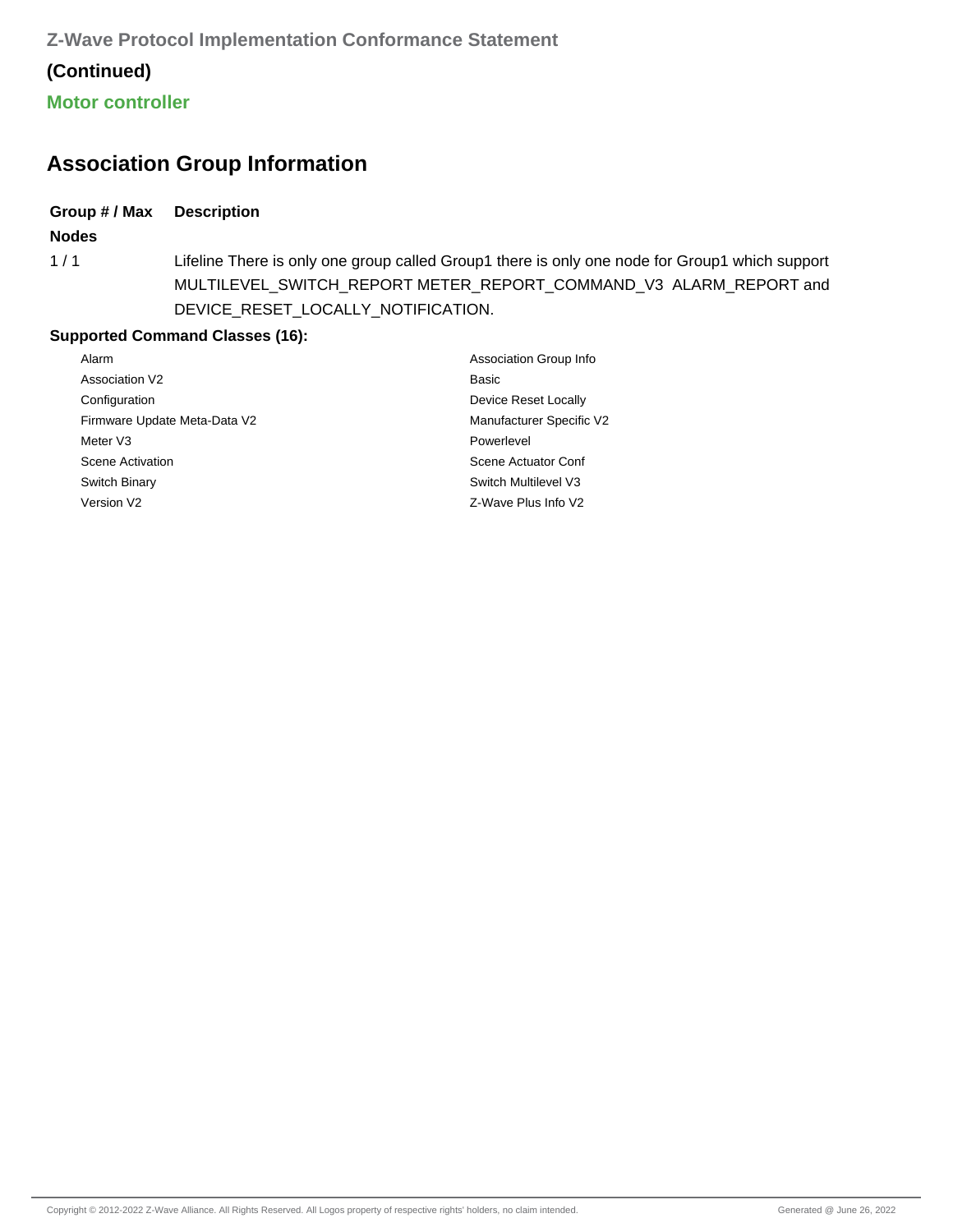Z-Wave Protocol Implementation Conformance Statement

**(Continued)**

**Motor controller**

## Association Group Information

| Group # / Max Nodes | Description |
|---|---|
| 1 / 1 | Lifeline There is only one group called Group1 there is only one node for Group1 which support MULTILEVEL_SWITCH_REPORT METER_REPORT_COMMAND_V3 ALARM_REPORT and DEVICE_RESET_LOCALLY_NOTIFICATION. |

**Supported Command Classes (16):**

- Alarm
- Association Group Info
- Association V2
- Basic
- Configuration
- Device Reset Locally
- Firmware Update Meta-Data V2
- Manufacturer Specific V2
- Meter V3
- Powerlevel
- Scene Activation
- Scene Actuator Conf
- Switch Binary
- Switch Multilevel V3
- Version V2
- Z-Wave Plus Info V2